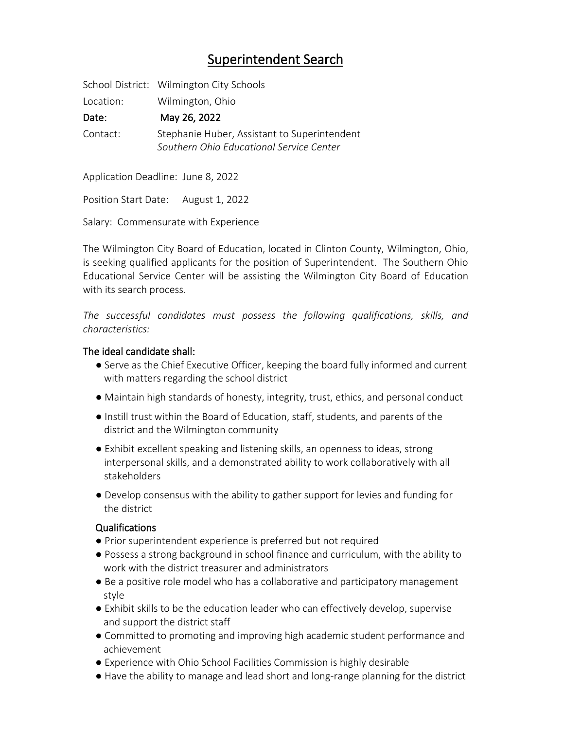# Superintendent Search

School District: Wilmington City Schools

Location: Wilmington, Ohio

**Date: May 26, 2022**

Contact: Stephanie Huber, Assistant to Superintendent
*Southern Ohio Educational Service Center*

Application Deadline: June 8, 2022

Position Start Date: August 1, 2022

Salary: Commensurate with Experience

The Wilmington City Board of Education, located in Clinton County, Wilmington, Ohio, is seeking qualified applicants for the position of Superintendent. The Southern Ohio Educational Service Center will be assisting the Wilmington City Board of Education with its search process.

*The successful candidates must possess the following qualifications, skills, and characteristics:*

### The ideal candidate shall:

- Serve as the Chief Executive Officer, keeping the board fully informed and current with matters regarding the school district
- Maintain high standards of honesty, integrity, trust, ethics, and personal conduct
- Instill trust within the Board of Education, staff, students, and parents of the district and the Wilmington community
- Exhibit excellent speaking and listening skills, an openness to ideas, strong interpersonal skills, and a demonstrated ability to work collaboratively with all stakeholders
- Develop consensus with the ability to gather support for levies and funding for the district

### Qualifications

- Prior superintendent experience is preferred but not required
- Possess a strong background in school finance and curriculum, with the ability to work with the district treasurer and administrators
- Be a positive role model who has a collaborative and participatory management style
- Exhibit skills to be the education leader who can effectively develop, supervise and support the district staff
- Committed to promoting and improving high academic student performance and achievement
- Experience with Ohio School Facilities Commission is highly desirable
- Have the ability to manage and lead short and long-range planning for the district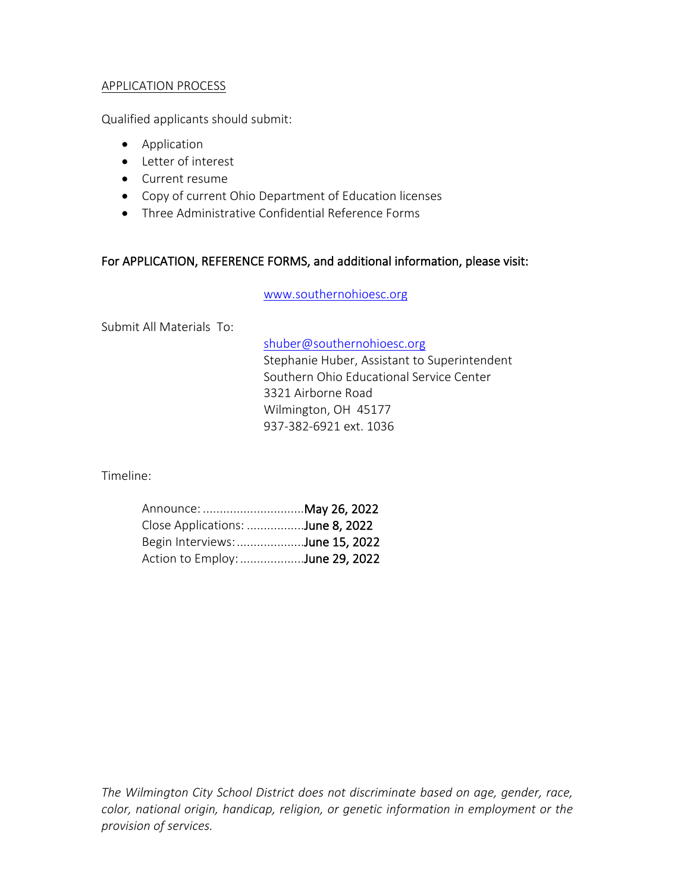APPLICATION PROCESS

Qualified applicants should submit:

- Application
- Letter of interest
- Current resume
- Copy of current Ohio Department of Education licenses
- Three Administrative Confidential Reference Forms

For APPLICATION, REFERENCE FORMS, and additional information, please visit:

www.southernohioesc.org

Submit All Materials To:

shuber@southernohioesc.org
Stephanie Huber, Assistant to Superintendent
Southern Ohio Educational Service Center
3321 Airborne Road
Wilmington, OH 45177
937-382-6921 ext. 1036

Timeline:

Announce: .............................. **May 26, 2022**
Close Applications: ................. **June 8, 2022**
Begin Interviews: .................... **June 15, 2022**
Action to Employ: ................... **June 29, 2022**

*The Wilmington City School District does not discriminate based on age, gender, race, color, national origin, handicap, religion, or genetic information in employment or the provision of services.*